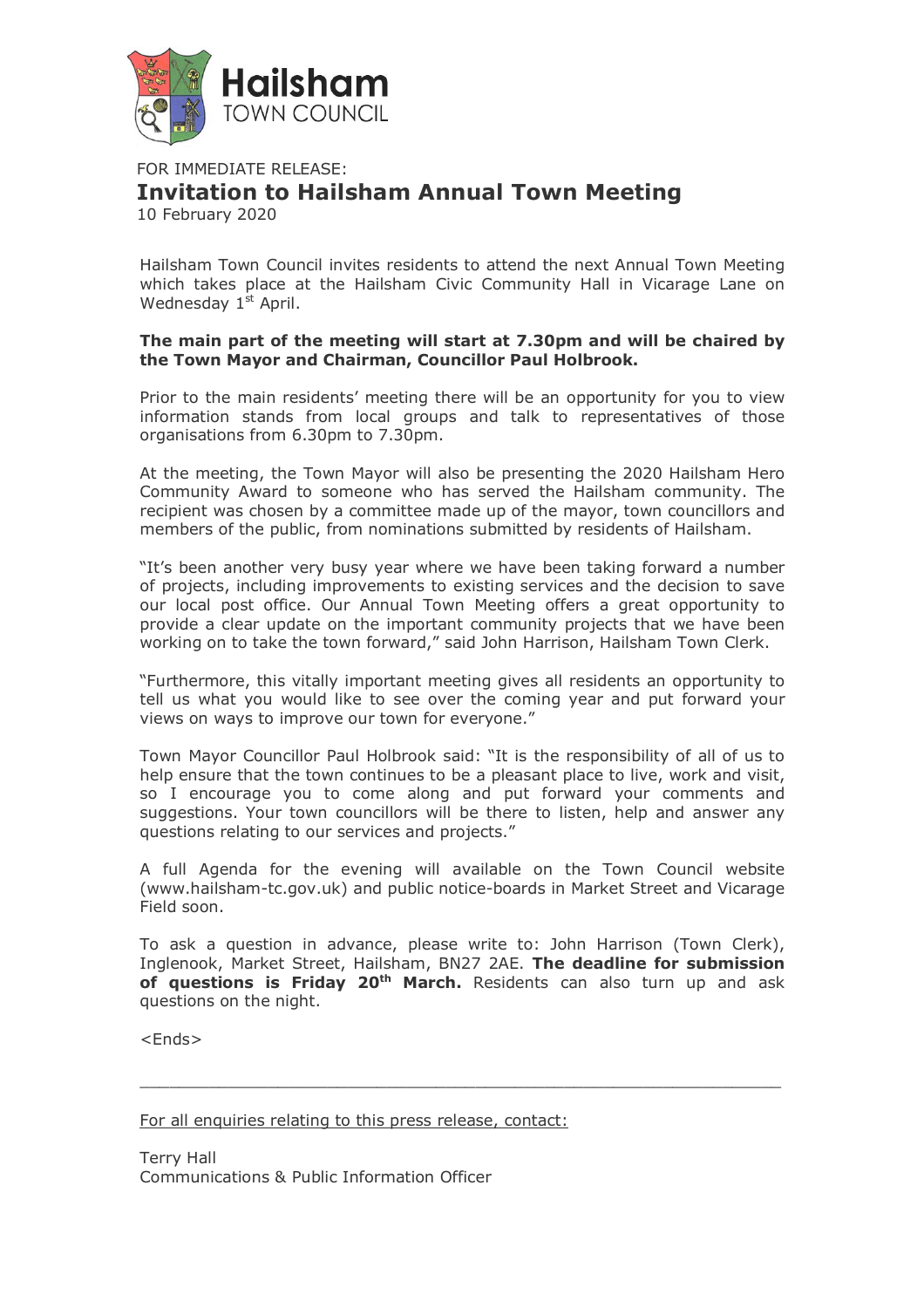Hailsham TOWN COUNCIL

FOR IMMEDIATE RELEASE:

# Invitation to Hailsham Annual Town Meeting

10 February 2020

Hailsham Town Council invites residents to attend the next Annual Town Meeting which takes place at the Hailsham Civic Community Hall in Vicarage Lane on Wednesday 1st April.

**The main part of the meeting will start at 7.30pm and will be chaired by the Town Mayor and Chairman, Councillor Paul Holbrook.**

Prior to the main residents' meeting there will be an opportunity for you to view information stands from local groups and talk to representatives of those organisations from 6.30pm to 7.30pm.

At the meeting, the Town Mayor will also be presenting the 2020 Hailsham Hero Community Award to someone who has served the Hailsham community. The recipient was chosen by a committee made up of the mayor, town councillors and members of the public, from nominations submitted by residents of Hailsham.

"It's been another very busy year where we have been taking forward a number of projects, including improvements to existing services and the decision to save our local post office. Our Annual Town Meeting offers a great opportunity to provide a clear update on the important community projects that we have been working on to take the town forward," said John Harrison, Hailsham Town Clerk.

"Furthermore, this vitally important meeting gives all residents an opportunity to tell us what you would like to see over the coming year and put forward your views on ways to improve our town for everyone."

Town Mayor Councillor Paul Holbrook said: "It is the responsibility of all of us to help ensure that the town continues to be a pleasant place to live, work and visit, so I encourage you to come along and put forward your comments and suggestions. Your town councillors will be there to listen, help and answer any questions relating to our services and projects."

A full Agenda for the evening will available on the Town Council website (www.hailsham-tc.gov.uk) and public notice-boards in Market Street and Vicarage Field soon.

To ask a question in advance, please write to: John Harrison (Town Clerk), Inglenook, Market Street, Hailsham, BN27 2AE. **The deadline for submission of questions is Friday 20th March.** Residents can also turn up and ask questions on the night.

<Ends>

---

For all enquiries relating to this press release, contact:

Terry Hall
Communications & Public Information Officer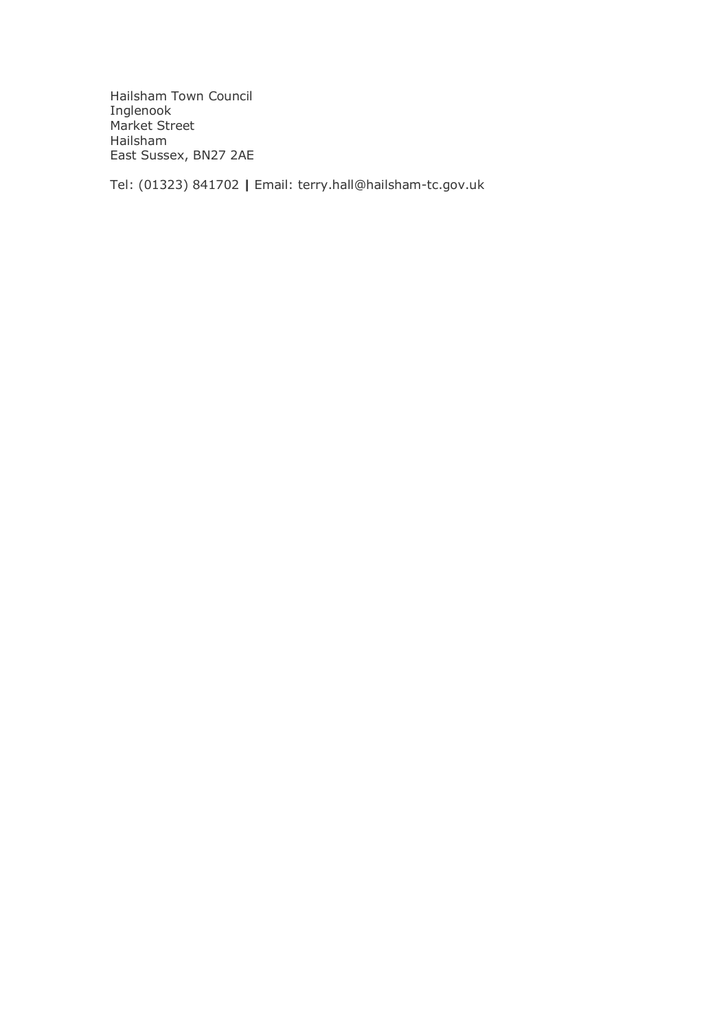Hailsham Town Council
Inglenook
Market Street
Hailsham
East Sussex, BN27 2AE

Tel: (01323) 841702 | Email: terry.hall@hailsham-tc.gov.uk